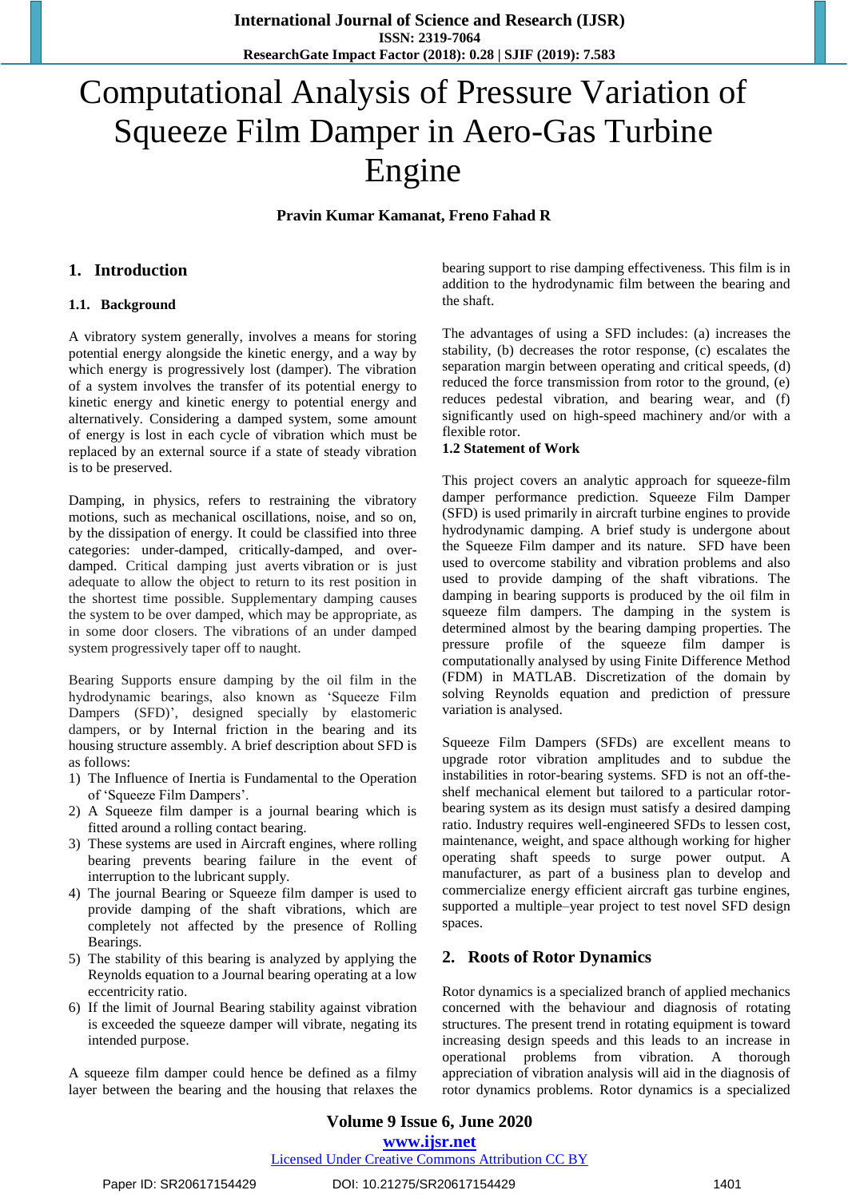# Computational Analysis of Pressure Variation of Squeeze Film Damper in Aero-Gas Turbine Engine

**Pravin Kumar Kamanat, Freno Fahad R**

## 1. Introduction

### 1.1. Background

A vibratory system generally, involves a means for storing potential energy alongside the kinetic energy, and a way by which energy is progressively lost (damper). The vibration of a system involves the transfer of its potential energy to kinetic energy and kinetic energy to potential energy and alternatively. Considering a damped system, some amount of energy is lost in each cycle of vibration which must be replaced by an external source if a state of steady vibration is to be preserved.

Damping, in physics, refers to restraining the vibratory motions, such as mechanical oscillations, noise, and so on, by the dissipation of energy. It could be classified into three categories: under-damped, critically-damped, and over-damped. Critical damping just averts vibration or is just adequate to allow the object to return to its rest position in the shortest time possible. Supplementary damping causes the system to be over damped, which may be appropriate, as in some door closers. The vibrations of an under damped system progressively taper off to naught.

Bearing Supports ensure damping by the oil film in the hydrodynamic bearings, also known as 'Squeeze Film Dampers (SFD)', designed specially by elastomeric dampers, or by Internal friction in the bearing and its housing structure assembly. A brief description about SFD is as follows:

1) The Influence of Inertia is Fundamental to the Operation of 'Squeeze Film Dampers'.
2) A Squeeze film damper is a journal bearing which is fitted around a rolling contact bearing.
3) These systems are used in Aircraft engines, where rolling bearing prevents bearing failure in the event of interruption to the lubricant supply.
4) The journal Bearing or Squeeze film damper is used to provide damping of the shaft vibrations, which are completely not affected by the presence of Rolling Bearings.
5) The stability of this bearing is analyzed by applying the Reynolds equation to a Journal bearing operating at a low eccentricity ratio.
6) If the limit of Journal Bearing stability against vibration is exceeded the squeeze damper will vibrate, negating its intended purpose.

A squeeze film damper could hence be defined as a filmy layer between the bearing and the housing that relaxes the bearing support to rise damping effectiveness. This film is in addition to the hydrodynamic film between the bearing and the shaft.

The advantages of using a SFD includes: (a) increases the stability, (b) decreases the rotor response, (c) escalates the separation margin between operating and critical speeds, (d) reduced the force transmission from rotor to the ground, (e) reduces pedestal vibration, and bearing wear, and (f) significantly used on high-speed machinery and/or with a flexible rotor.

### 1.2 Statement of Work

This project covers an analytic approach for squeeze-film damper performance prediction. Squeeze Film Damper (SFD) is used primarily in aircraft turbine engines to provide hydrodynamic damping. A brief study is undergone about the Squeeze Film damper and its nature. SFD have been used to overcome stability and vibration problems and also used to provide damping of the shaft vibrations. The damping in bearing supports is produced by the oil film in squeeze film dampers. The damping in the system is determined almost by the bearing damping properties. The pressure profile of the squeeze film damper is computationally analysed by using Finite Difference Method (FDM) in MATLAB. Discretization of the domain by solving Reynolds equation and prediction of pressure variation is analysed.

Squeeze Film Dampers (SFDs) are excellent means to upgrade rotor vibration amplitudes and to subdue the instabilities in rotor-bearing systems. SFD is not an off-the-shelf mechanical element but tailored to a particular rotor-bearing system as its design must satisfy a desired damping ratio. Industry requires well-engineered SFDs to lessen cost, maintenance, weight, and space although working for higher operating shaft speeds to surge power output. A manufacturer, as part of a business plan to develop and commercialize energy efficient aircraft gas turbine engines, supported a multiple–year project to test novel SFD design spaces.

## 2. Roots of Rotor Dynamics

Rotor dynamics is a specialized branch of applied mechanics concerned with the behaviour and diagnosis of rotating structures. The present trend in rotating equipment is toward increasing design speeds and this leads to an increase in operational problems from vibration. A thorough appreciation of vibration analysis will aid in the diagnosis of rotor dynamics problems. Rotor dynamics is a specialized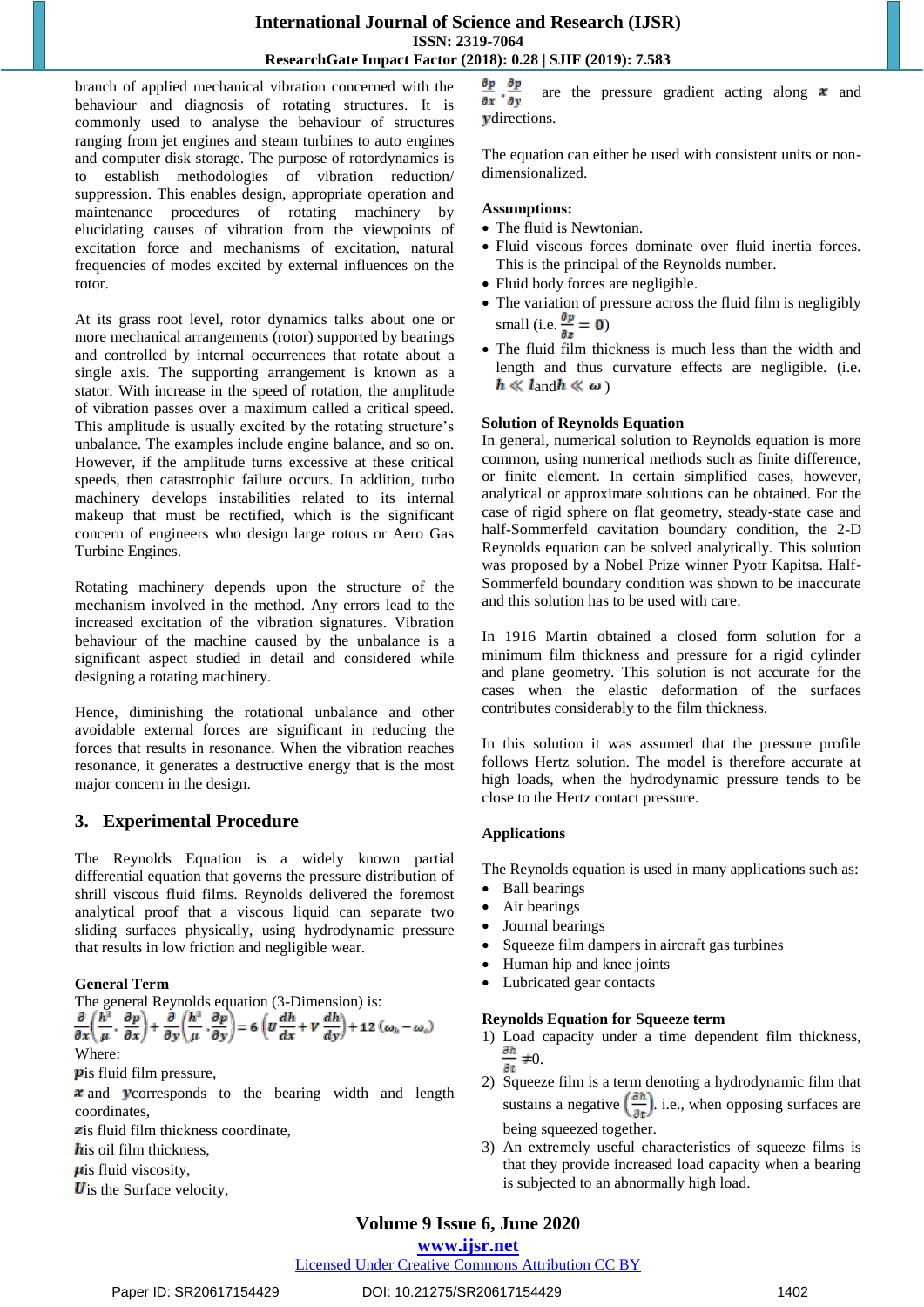branch of applied mechanical vibration concerned with the behaviour and diagnosis of rotating structures. It is commonly used to analyse the behaviour of structures ranging from jet engines and steam turbines to auto engines and computer disk storage. The purpose of rotordynamics is to establish methodologies of vibration reduction/ suppression. This enables design, appropriate operation and maintenance procedures of rotating machinery by elucidating causes of vibration from the viewpoints of excitation force and mechanisms of excitation, natural frequencies of modes excited by external influences on the rotor.

At its grass root level, rotor dynamics talks about one or more mechanical arrangements (rotor) supported by bearings and controlled by internal occurrences that rotate about a single axis. The supporting arrangement is known as a stator. With increase in the speed of rotation, the amplitude of vibration passes over a maximum called a critical speed. This amplitude is usually excited by the rotating structure's unbalance. The examples include engine balance, and so on. However, if the amplitude turns excessive at these critical speeds, then catastrophic failure occurs. In addition, turbo machinery develops instabilities related to its internal makeup that must be rectified, which is the significant concern of engineers who design large rotors or Aero Gas Turbine Engines.

Rotating machinery depends upon the structure of the mechanism involved in the method. Any errors lead to the increased excitation of the vibration signatures. Vibration behaviour of the machine caused by the unbalance is a significant aspect studied in detail and considered while designing a rotating machinery.

Hence, diminishing the rotational unbalance and other avoidable external forces are significant in reducing the forces that results in resonance. When the vibration reaches resonance, it generates a destructive energy that is the most major concern in the design.

## 3. Experimental Procedure

The Reynolds Equation is a widely known partial differential equation that governs the pressure distribution of shrill viscous fluid films. Reynolds delivered the foremost analytical proof that a viscous liquid can separate two sliding surfaces physically, using hydrodynamic pressure that results in low friction and negligible wear.

### General Term

The general Reynolds equation (3-Dimension) is:

$$\frac{\partial}{\partial x}\left(\frac{h^3}{\mu}\cdot\frac{\partial p}{\partial x}\right)+\frac{\partial}{\partial y}\left(\frac{h^3}{\mu}\cdot\frac{\partial p}{\partial y}\right)=6\left(U\frac{dh}{dx}+V\frac{dh}{dy}\right)+12\left(\omega_h-\omega_o\right)$$

Where:

$p$ is fluid film pressure,

$x$ and $y$ corresponds to the bearing width and length coordinates,

$z$ is fluid film thickness coordinate,

$h$ is oil film thickness,

$\mu$ is fluid viscosity,

$U$ is the Surface velocity,

$\frac{\partial p}{\partial x}, \frac{\partial p}{\partial y}$ are the pressure gradient acting along $x$ and $y$ directions.

The equation can either be used with consistent units or non-dimensionalized.

**Assumptions:**

- The fluid is Newtonian.
- Fluid viscous forces dominate over fluid inertia forces. This is the principal of the Reynolds number.
- Fluid body forces are negligible.
- The variation of pressure across the fluid film is negligibly small (i.e. $\frac{\partial p}{\partial z}=0$)
- The fluid film thickness is much less than the width and length and thus curvature effects are negligible. (i.e. $h \ll l$ and $h \ll \omega$ )

### Solution of Reynolds Equation

In general, numerical solution to Reynolds equation is more common, using numerical methods such as finite difference, or finite element. In certain simplified cases, however, analytical or approximate solutions can be obtained. For the case of rigid sphere on flat geometry, steady-state case and half-Sommerfeld cavitation boundary condition, the 2-D Reynolds equation can be solved analytically. This solution was proposed by a Nobel Prize winner Pyotr Kapitsa. Half-Sommerfeld boundary condition was shown to be inaccurate and this solution has to be used with care.

In 1916 Martin obtained a closed form solution for a minimum film thickness and pressure for a rigid cylinder and plane geometry. This solution is not accurate for the cases when the elastic deformation of the surfaces contributes considerably to the film thickness.

In this solution it was assumed that the pressure profile follows Hertz solution. The model is therefore accurate at high loads, when the hydrodynamic pressure tends to be close to the Hertz contact pressure.

### Applications

The Reynolds equation is used in many applications such as:

- Ball bearings
- Air bearings
- Journal bearings
- Squeeze film dampers in aircraft gas turbines
- Human hip and knee joints
- Lubricated gear contacts

### Reynolds Equation for Squeeze term

1) Load capacity under a time dependent film thickness, $\frac{\partial h}{\partial t}\neq 0$.
2) Squeeze film is a term denoting a hydrodynamic film that sustains a negative $\left(\frac{\partial h}{\partial t}\right)$. i.e., when opposing surfaces are being squeezed together.
3) An extremely useful characteristics of squeeze films is that they provide increased load capacity when a bearing is subjected to an abnormally high load.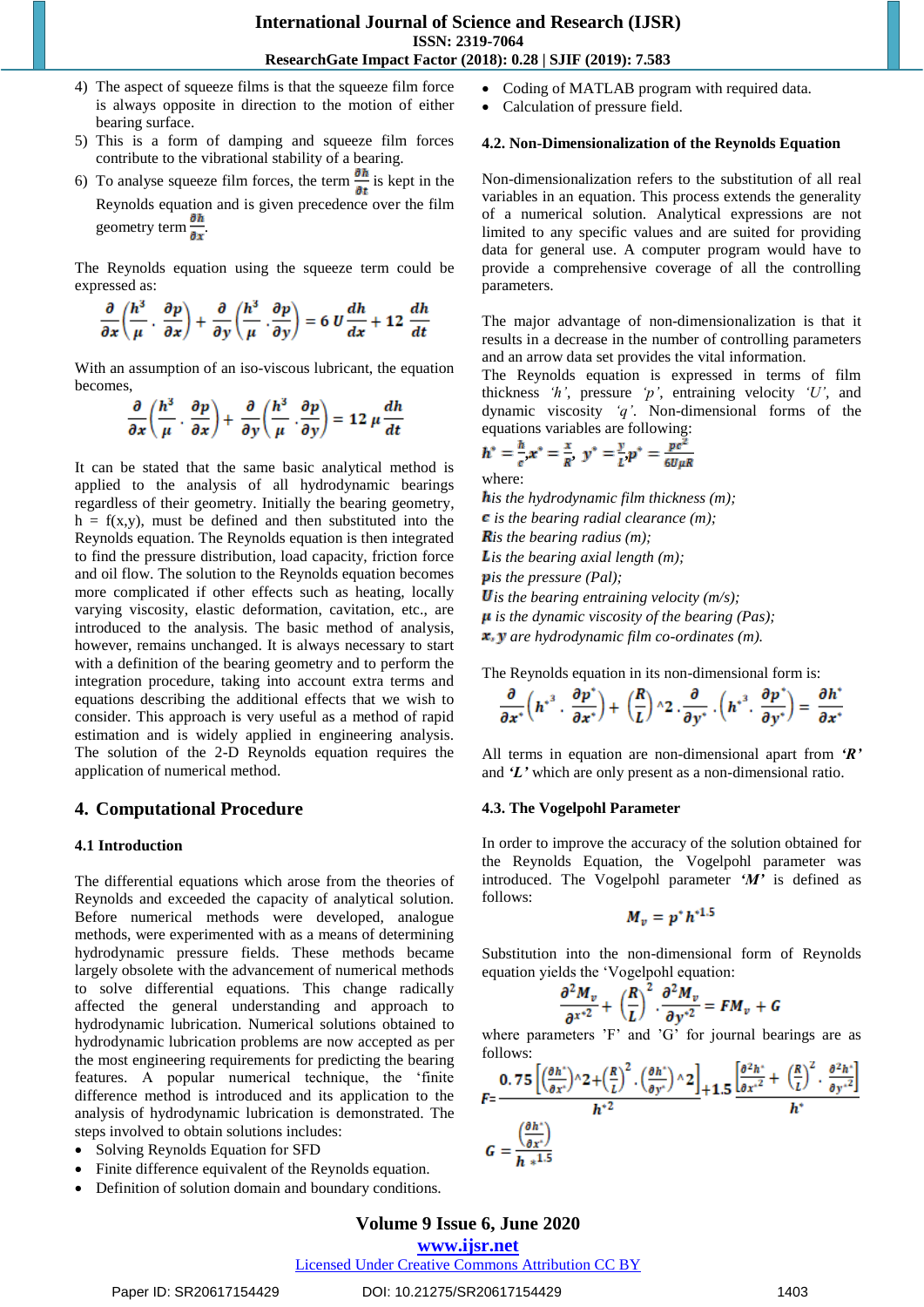4) The aspect of squeeze films is that the squeeze film force is always opposite in direction to the motion of either bearing surface.
5) This is a form of damping and squeeze film forces contribute to the vibrational stability of a bearing.
6) To analyse squeeze film forces, the term $\frac{\partial h}{\partial t}$ is kept in the Reynolds equation and is given precedence over the film geometry term $\frac{\partial h}{\partial x}$.

The Reynolds equation using the squeeze term could be expressed as:

$$\frac{\partial}{\partial x}\left(\frac{h^3}{\mu}\cdot\frac{\partial p}{\partial x}\right)+\frac{\partial}{\partial y}\left(\frac{h^3}{\mu}\cdot\frac{\partial p}{\partial y}\right)=6\,U\frac{dh}{dx}+12\,\frac{dh}{dt}$$

With an assumption of an iso-viscous lubricant, the equation becomes,

$$\frac{\partial}{\partial x}\left(\frac{h^3}{\mu}\cdot\frac{\partial p}{\partial x}\right)+\frac{\partial}{\partial y}\left(\frac{h^3}{\mu}\cdot\frac{\partial p}{\partial y}\right)=12\,\mu\frac{dh}{dt}$$

It can be stated that the same basic analytical method is applied to the analysis of all hydrodynamic bearings regardless of their geometry. Initially the bearing geometry, h = f(x,y), must be defined and then substituted into the Reynolds equation. The Reynolds equation is then integrated to find the pressure distribution, load capacity, friction force and oil flow. The solution to the Reynolds equation becomes more complicated if other effects such as heating, locally varying viscosity, elastic deformation, cavitation, etc., are introduced to the analysis. The basic method of analysis, however, remains unchanged. It is always necessary to start with a definition of the bearing geometry and to perform the integration procedure, taking into account extra terms and equations describing the additional effects that we wish to consider. This approach is very useful as a method of rapid estimation and is widely applied in engineering analysis. The solution of the 2-D Reynolds equation requires the application of numerical method.

## 4. Computational Procedure

### 4.1 Introduction

The differential equations which arose from the theories of Reynolds and exceeded the capacity of analytical solution. Before numerical methods were developed, analogue methods, were experimented with as a means of determining hydrodynamic pressure fields. These methods became largely obsolete with the advancement of numerical methods to solve differential equations. This change radically affected the general understanding and approach to hydrodynamic lubrication. Numerical solutions obtained to hydrodynamic lubrication problems are now accepted as per the most engineering requirements for predicting the bearing features. A popular numerical technique, the 'finite difference method is introduced and its application to the analysis of hydrodynamic lubrication is demonstrated. The steps involved to obtain solutions includes:

- Solving Reynolds Equation for SFD
- Finite difference equivalent of the Reynolds equation.
- Definition of solution domain and boundary conditions.
- Coding of MATLAB program with required data.
- Calculation of pressure field.

### 4.2. Non-Dimensionalization of the Reynolds Equation

Non-dimensionalization refers to the substitution of all real variables in an equation. This process extends the generality of a numerical solution. Analytical expressions are not limited to any specific values and are suited for providing data for general use. A computer program would have to provide a comprehensive coverage of all the controlling parameters.

The major advantage of non-dimensionalization is that it results in a decrease in the number of controlling parameters and an arrow data set provides the vital information.

The Reynolds equation is expressed in terms of film thickness *'h'*, pressure *'p'*, entraining velocity *'U'*, and dynamic viscosity *'q'*. Non-dimensional forms of the equations variables are following:

$$h^*=\frac{h}{c},x^*=\frac{x}{R},\ y^*=\frac{y}{L},p^*=\frac{pc^2}{6U\mu R}$$

where:

*$h$ is the hydrodynamic film thickness (m);*
*$c$ is the bearing radial clearance (m);*
*$R$ is the bearing radius (m);*
*$L$ is the bearing axial length (m);*
*$p$ is the pressure (Pal);*
*$U$ is the bearing entraining velocity (m/s);*
*$\mu$ is the dynamic viscosity of the bearing (Pas);*
*$x, y$ are hydrodynamic film co-ordinates (m).*

The Reynolds equation in its non-dimensional form is:

$$\frac{\partial}{\partial x^*}\left(h^{*3}\cdot\frac{\partial p^*}{\partial x^*}\right)+\left(\frac{R}{L}\right)^{\wedge}2\cdot\frac{\partial}{\partial y^*}\cdot\left(h^{*3}\cdot\frac{\partial p^*}{\partial y^*}\right)=\frac{\partial h^*}{\partial x^*}$$

All terms in equation are non-dimensional apart from ***'R'*** and ***'L'*** which are only present as a non-dimensional ratio.

### 4.3. The Vogelpohl Parameter

In order to improve the accuracy of the solution obtained for the Reynolds Equation, the Vogelpohl parameter was introduced. The Vogelpohl parameter ***'M'*** is defined as follows:

$$M_v=p^*h^{*1.5}$$

Substitution into the non-dimensional form of Reynolds equation yields the 'Vogelpohl equation:

$$\frac{\partial^2 M_v}{\partial x^{*2}}+\left(\frac{R}{L}\right)^2\cdot\frac{\partial^2 M_v}{\partial y^{*2}}=FM_v+G$$

where parameters 'F' and 'G' for journal bearings are as follows:

$$F=\frac{0.75\left[\left(\frac{\partial h^*}{\partial x^*}\right)^{\wedge}2+\left(\frac{R}{L}\right)^2\cdot\left(\frac{\partial h^*}{\partial y^*}\right)^{\wedge}2\right]}{h^{*2}}+1.5\frac{\left[\frac{\partial^2 h^*}{\partial x^{*2}}+\left(\frac{R}{L}\right)^2\cdot\frac{\partial^2 h^*}{\partial y^{*2}}\right]}{h^*}$$

$$G=\frac{\left(\frac{\partial h^*}{\partial x^*}\right)}{h^{*1.5}}$$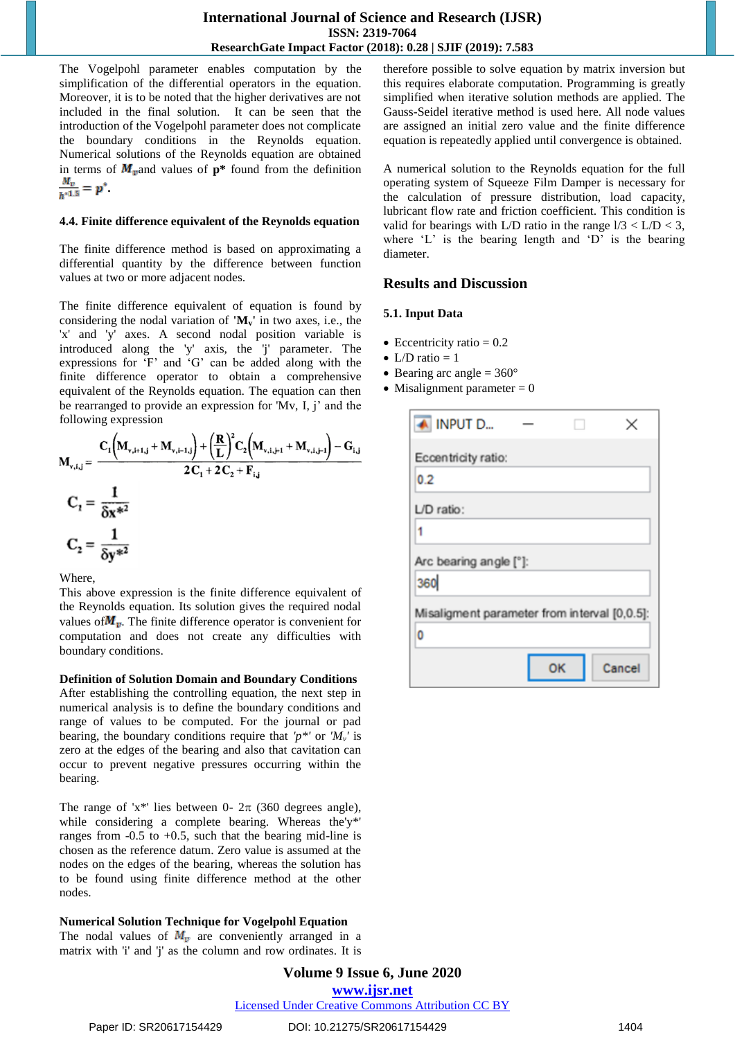The Vogelpohl parameter enables computation by the simplification of the differential operators in the equation. Moreover, it is to be noted that the higher derivatives are not included in the final solution. It can be seen that the introduction of the Vogelpohl parameter does not complicate the boundary conditions in the Reynolds equation. Numerical solutions of the Reynolds equation are obtained in terms of $M_v$ and values of **p*** found from the definition $\frac{M_v}{h^{*1.5}} = p^*$.

### 4.4. Finite difference equivalent of the Reynolds equation

The finite difference method is based on approximating a differential quantity by the difference between function values at two or more adjacent nodes.

The finite difference equivalent of equation is found by considering the nodal variation of '$M_v$' in two axes, i.e., the 'x' and 'y' axes. A second nodal position variable is introduced along the 'y' axis, the 'j' parameter. The expressions for 'F' and 'G' can be added along with the finite difference operator to obtain a comprehensive equivalent of the Reynolds equation. The equation can then be rearranged to provide an expression for 'Mv, I, j' and the following expression

$$M_{v,i,j} = \frac{C_1\left(M_{v,i+1,j} + M_{v,i-1,j}\right) + \left(\frac{R}{L}\right)^2 C_2\left(M_{v,i,j+1} + M_{v,i,j-1}\right) - G_{i,j}}{2C_1 + 2C_2 + F_{i,j}}$$

$$C_1 = \frac{1}{\delta x^{*2}}$$

$$C_2 = \frac{1}{\delta y^{*2}}$$

Where,

This above expression is the finite difference equivalent of the Reynolds equation. Its solution gives the required nodal values of $M_v$. The finite difference operator is convenient for computation and does not create any difficulties with boundary conditions.

**Definition of Solution Domain and Boundary Conditions**

After establishing the controlling equation, the next step in numerical analysis is to define the boundary conditions and range of values to be computed. For the journal or pad bearing, the boundary conditions require that *'p*'* or *'$M_v$'* is zero at the edges of the bearing and also that cavitation can occur to prevent negative pressures occurring within the bearing.

The range of 'x*' lies between 0- 2π (360 degrees angle), while considering a complete bearing. Whereas the'y*' ranges from -0.5 to +0.5, such that the bearing mid-line is chosen as the reference datum. Zero value is assumed at the nodes on the edges of the bearing, whereas the solution has to be found using finite difference method at the other nodes.

**Numerical Solution Technique for Vogelpohl Equation**

The nodal values of $M_v$ are conveniently arranged in a matrix with 'i' and 'j' as the column and row ordinates. It is therefore possible to solve equation by matrix inversion but this requires elaborate computation. Programming is greatly simplified when iterative solution methods are applied. The Gauss-Seidel iterative method is used here. All node values are assigned an initial zero value and the finite difference equation is repeatedly applied until convergence is obtained.

A numerical solution to the Reynolds equation for the full operating system of Squeeze Film Damper is necessary for the calculation of pressure distribution, load capacity, lubricant flow rate and friction coefficient. This condition is valid for bearings with L/D ratio in the range l/3 < L/D < 3, where 'L' is the bearing length and 'D' is the bearing diameter.

## Results and Discussion

### 5.1. Input Data

- Eccentricity ratio = 0.2
- L/D ratio = 1
- Bearing arc angle = 360°
- Misalignment parameter = 0

INPUT D...

Eccentricity ratio:
0.2

L/D ratio:
1

Arc bearing angle [°]:
360

Misaligment parameter from interval [0,0.5]:
0

OK Cancel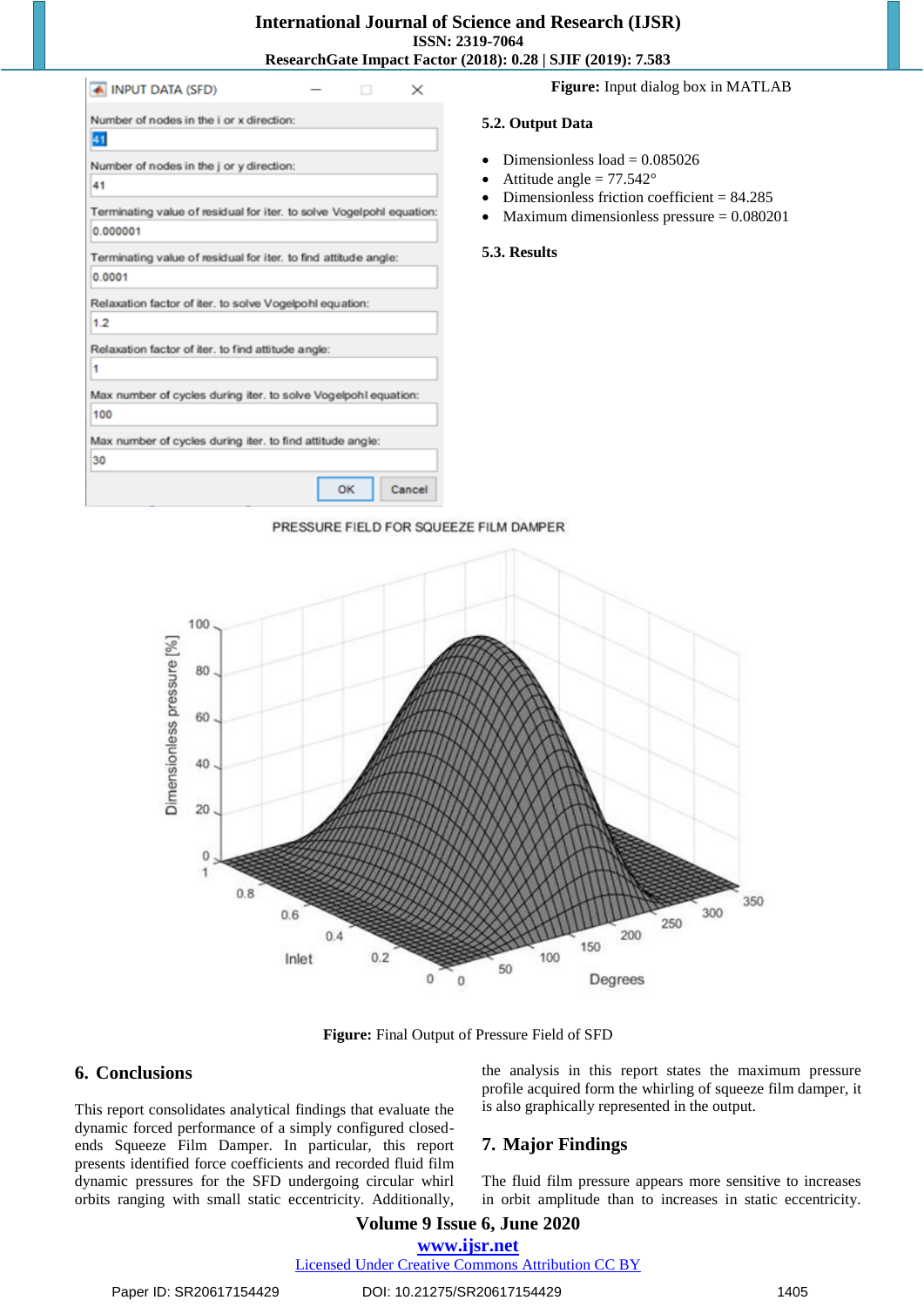Figure: Input dialog box in MATLAB

### 5.2. Output Data

- Dimensionless load = 0.085026
- Attitude angle = 77.542°
- Dimensionless friction coefficient = 84.285
- Maximum dimensionless pressure = 0.080201

### 5.3. Results

**Figure:** Final Output of Pressure Field of SFD

## 6. Conclusions

This report consolidates analytical findings that evaluate the dynamic forced performance of a simply configured closed-ends Squeeze Film Damper. In particular, this report presents identified force coefficients and recorded fluid film dynamic pressures for the SFD undergoing circular whirl orbits ranging with small static eccentricity. Additionally, the analysis in this report states the maximum pressure profile acquired form the whirling of squeeze film damper, it is also graphically represented in the output.

## 7. Major Findings

The fluid film pressure appears more sensitive to increases in orbit amplitude than to increases in static eccentricity.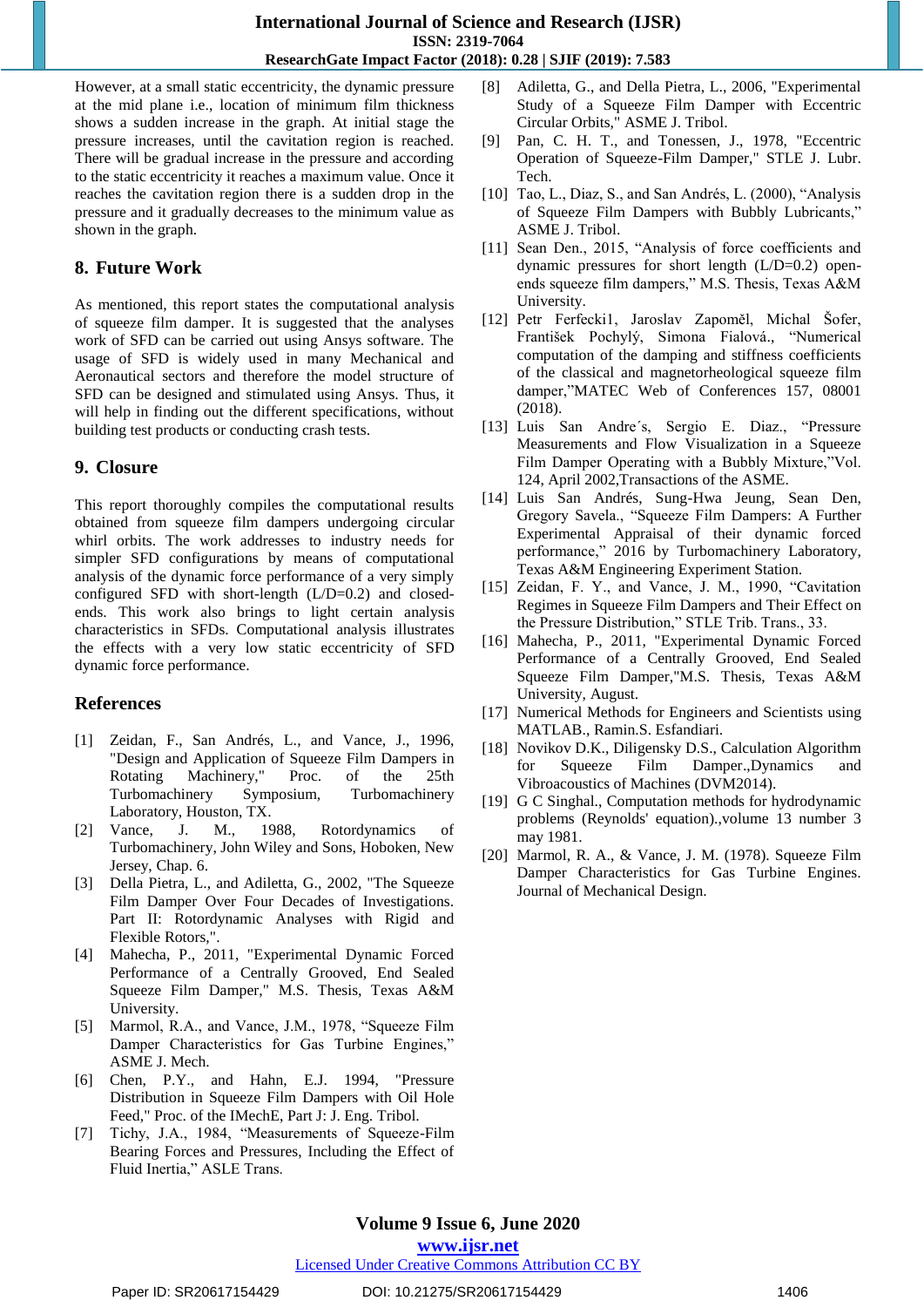However, at a small static eccentricity, the dynamic pressure at the mid plane i.e., location of minimum film thickness shows a sudden increase in the graph. At initial stage the pressure increases, until the cavitation region is reached. There will be gradual increase in the pressure and according to the static eccentricity it reaches a maximum value. Once it reaches the cavitation region there is a sudden drop in the pressure and it gradually decreases to the minimum value as shown in the graph.

## 8. Future Work

As mentioned, this report states the computational analysis of squeeze film damper. It is suggested that the analyses work of SFD can be carried out using Ansys software. The usage of SFD is widely used in many Mechanical and Aeronautical sectors and therefore the model structure of SFD can be designed and stimulated using Ansys. Thus, it will help in finding out the different specifications, without building test products or conducting crash tests.

## 9. Closure

This report thoroughly compiles the computational results obtained from squeeze film dampers undergoing circular whirl orbits. The work addresses to industry needs for simpler SFD configurations by means of computational analysis of the dynamic force performance of a very simply configured SFD with short-length (L/D=0.2) and closed-ends. This work also brings to light certain analysis characteristics in SFDs. Computational analysis illustrates the effects with a very low static eccentricity of SFD dynamic force performance.

## References

[1] Zeidan, F., San Andrés, L., and Vance, J., 1996, "Design and Application of Squeeze Film Dampers in Rotating Machinery," Proc. of the 25th Turbomachinery Symposium, Turbomachinery Laboratory, Houston, TX.

[2] Vance, J. M., 1988, Rotordynamics of Turbomachinery, John Wiley and Sons, Hoboken, New Jersey, Chap. 6.

[3] Della Pietra, L., and Adiletta, G., 2002, "The Squeeze Film Damper Over Four Decades of Investigations. Part II: Rotordynamic Analyses with Rigid and Flexible Rotors,".

[4] Mahecha, P., 2011, "Experimental Dynamic Forced Performance of a Centrally Grooved, End Sealed Squeeze Film Damper," M.S. Thesis, Texas A&M University.

[5] Marmol, R.A., and Vance, J.M., 1978, "Squeeze Film Damper Characteristics for Gas Turbine Engines," ASME J. Mech.

[6] Chen, P.Y., and Hahn, E.J. 1994, "Pressure Distribution in Squeeze Film Dampers with Oil Hole Feed," Proc. of the IMechE, Part J: J. Eng. Tribol.

[7] Tichy, J.A., 1984, "Measurements of Squeeze-Film Bearing Forces and Pressures, Including the Effect of Fluid Inertia," ASLE Trans.

[8] Adiletta, G., and Della Pietra, L., 2006, "Experimental Study of a Squeeze Film Damper with Eccentric Circular Orbits," ASME J. Tribol.

[9] Pan, C. H. T., and Tonessen, J., 1978, "Eccentric Operation of Squeeze-Film Damper," STLE J. Lubr. Tech.

[10] Tao, L., Diaz, S., and San Andrés, L. (2000), "Analysis of Squeeze Film Dampers with Bubbly Lubricants," ASME J. Tribol.

[11] Sean Den., 2015, "Analysis of force coefficients and dynamic pressures for short length (L/D=0.2) open-ends squeeze film dampers," M.S. Thesis, Texas A&M University.

[12] Petr Ferfecki1, Jaroslav Zapoměl, Michal Šofer, František Pochylý, Simona Fialová., "Numerical computation of the damping and stiffness coefficients of the classical and magnetorheological squeeze film damper,"MATEC Web of Conferences 157, 08001 (2018).

[13] Luis San Andre´s, Sergio E. Diaz., "Pressure Measurements and Flow Visualization in a Squeeze Film Damper Operating with a Bubbly Mixture,"Vol. 124, April 2002,Transactions of the ASME.

[14] Luis San Andrés, Sung-Hwa Jeung, Sean Den, Gregory Savela., "Squeeze Film Dampers: A Further Experimental Appraisal of their dynamic forced performance," 2016 by Turbomachinery Laboratory, Texas A&M Engineering Experiment Station.

[15] Zeidan, F. Y., and Vance, J. M., 1990, "Cavitation Regimes in Squeeze Film Dampers and Their Effect on the Pressure Distribution," STLE Trib. Trans., 33.

[16] Mahecha, P., 2011, "Experimental Dynamic Forced Performance of a Centrally Grooved, End Sealed Squeeze Film Damper,"M.S. Thesis, Texas A&M University, August.

[17] Numerical Methods for Engineers and Scientists using MATLAB., Ramin.S. Esfandiari.

[18] Novikov D.K., Diligensky D.S., Calculation Algorithm for Squeeze Film Damper.,Dynamics and Vibroacoustics of Machines (DVM2014).

[19] G C Singhal., Computation methods for hydrodynamic problems (Reynolds' equation).,volume 13 number 3 may 1981.

[20] Marmol, R. A., & Vance, J. M. (1978). Squeeze Film Damper Characteristics for Gas Turbine Engines. Journal of Mechanical Design.